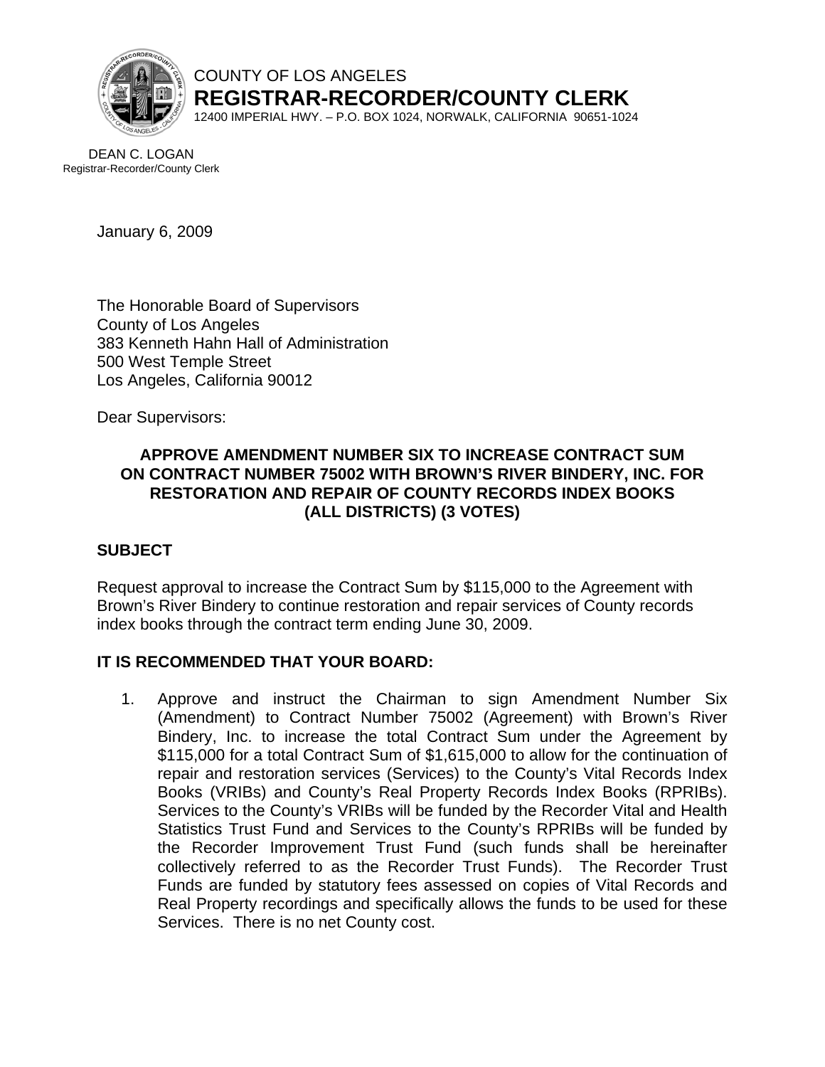COUNTY OF LOS ANGELES
**REGISTRAR-RECORDER/COUNTY CLERK**
12400 IMPERIAL HWY. – P.O. BOX 1024, NORWALK, CALIFORNIA 90651-1024

DEAN C. LOGAN
Registrar-Recorder/County Clerk

January 6, 2009

The Honorable Board of Supervisors
County of Los Angeles
383 Kenneth Hahn Hall of Administration
500 West Temple Street
Los Angeles, California 90012

Dear Supervisors:

**APPROVE AMENDMENT NUMBER SIX TO INCREASE CONTRACT SUM ON CONTRACT NUMBER 75002 WITH BROWN'S RIVER BINDERY, INC. FOR RESTORATION AND REPAIR OF COUNTY RECORDS INDEX BOOKS (ALL DISTRICTS) (3 VOTES)**

## SUBJECT

Request approval to increase the Contract Sum by $115,000 to the Agreement with Brown's River Bindery to continue restoration and repair services of County records index books through the contract term ending June 30, 2009.

## IT IS RECOMMENDED THAT YOUR BOARD:

1. Approve and instruct the Chairman to sign Amendment Number Six (Amendment) to Contract Number 75002 (Agreement) with Brown's River Bindery, Inc. to increase the total Contract Sum under the Agreement by $115,000 for a total Contract Sum of $1,615,000 to allow for the continuation of repair and restoration services (Services) to the County's Vital Records Index Books (VRIBs) and County's Real Property Records Index Books (RPRIBs). Services to the County's VRIBs will be funded by the Recorder Vital and Health Statistics Trust Fund and Services to the County's RPRIBs will be funded by the Recorder Improvement Trust Fund (such funds shall be hereinafter collectively referred to as the Recorder Trust Funds). The Recorder Trust Funds are funded by statutory fees assessed on copies of Vital Records and Real Property recordings and specifically allows the funds to be used for these Services. There is no net County cost.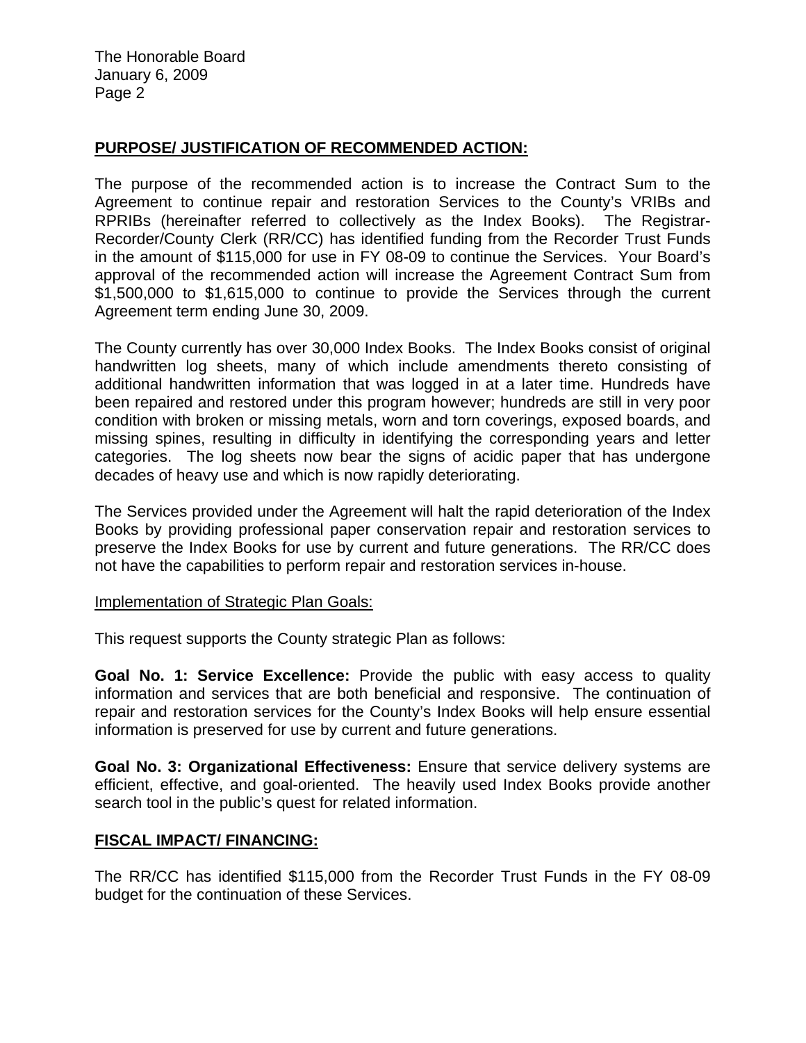**PURPOSE/ JUSTIFICATION OF RECOMMENDED ACTION:**

The purpose of the recommended action is to increase the Contract Sum to the Agreement to continue repair and restoration Services to the County's VRIBs and RPRIBs (hereinafter referred to collectively as the Index Books). The Registrar-Recorder/County Clerk (RR/CC) has identified funding from the Recorder Trust Funds in the amount of $115,000 for use in FY 08-09 to continue the Services. Your Board's approval of the recommended action will increase the Agreement Contract Sum from $1,500,000 to $1,615,000 to continue to provide the Services through the current Agreement term ending June 30, 2009.

The County currently has over 30,000 Index Books. The Index Books consist of original handwritten log sheets, many of which include amendments thereto consisting of additional handwritten information that was logged in at a later time. Hundreds have been repaired and restored under this program however; hundreds are still in very poor condition with broken or missing metals, worn and torn coverings, exposed boards, and missing spines, resulting in difficulty in identifying the corresponding years and letter categories. The log sheets now bear the signs of acidic paper that has undergone decades of heavy use and which is now rapidly deteriorating.

The Services provided under the Agreement will halt the rapid deterioration of the Index Books by providing professional paper conservation repair and restoration services to preserve the Index Books for use by current and future generations. The RR/CC does not have the capabilities to perform repair and restoration services in-house.

Implementation of Strategic Plan Goals:

This request supports the County strategic Plan as follows:

**Goal No. 1: Service Excellence:** Provide the public with easy access to quality information and services that are both beneficial and responsive. The continuation of repair and restoration services for the County's Index Books will help ensure essential information is preserved for use by current and future generations.

**Goal No. 3: Organizational Effectiveness:** Ensure that service delivery systems are efficient, effective, and goal-oriented. The heavily used Index Books provide another search tool in the public's quest for related information.

**FISCAL IMPACT/ FINANCING:**

The RR/CC has identified $115,000 from the Recorder Trust Funds in the FY 08-09 budget for the continuation of these Services.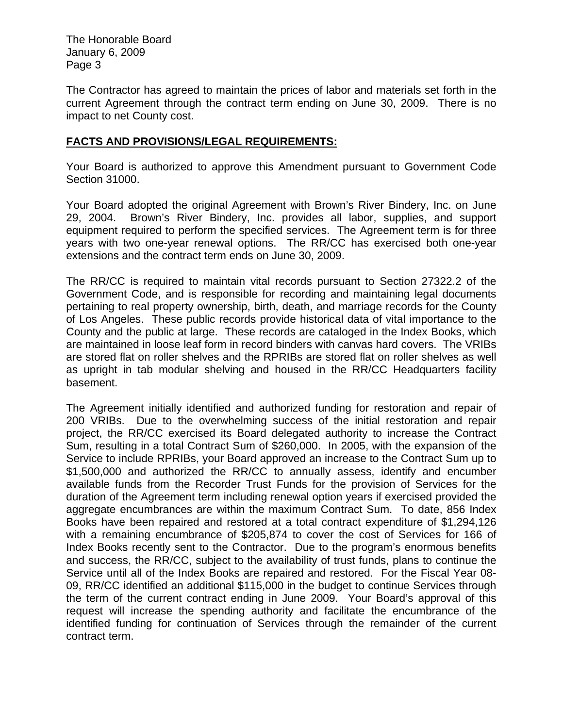The Contractor has agreed to maintain the prices of labor and materials set forth in the current Agreement through the contract term ending on June 30, 2009. There is no impact to net County cost.

**FACTS AND PROVISIONS/LEGAL REQUIREMENTS:**

Your Board is authorized to approve this Amendment pursuant to Government Code Section 31000.

Your Board adopted the original Agreement with Brown's River Bindery, Inc. on June 29, 2004. Brown's River Bindery, Inc. provides all labor, supplies, and support equipment required to perform the specified services. The Agreement term is for three years with two one-year renewal options. The RR/CC has exercised both one-year extensions and the contract term ends on June 30, 2009.

The RR/CC is required to maintain vital records pursuant to Section 27322.2 of the Government Code, and is responsible for recording and maintaining legal documents pertaining to real property ownership, birth, death, and marriage records for the County of Los Angeles. These public records provide historical data of vital importance to the County and the public at large. These records are cataloged in the Index Books, which are maintained in loose leaf form in record binders with canvas hard covers. The VRIBs are stored flat on roller shelves and the RPRIBs are stored flat on roller shelves as well as upright in tab modular shelving and housed in the RR/CC Headquarters facility basement.

The Agreement initially identified and authorized funding for restoration and repair of 200 VRIBs. Due to the overwhelming success of the initial restoration and repair project, the RR/CC exercised its Board delegated authority to increase the Contract Sum, resulting in a total Contract Sum of $260,000. In 2005, with the expansion of the Service to include RPRIBs, your Board approved an increase to the Contract Sum up to $1,500,000 and authorized the RR/CC to annually assess, identify and encumber available funds from the Recorder Trust Funds for the provision of Services for the duration of the Agreement term including renewal option years if exercised provided the aggregate encumbrances are within the maximum Contract Sum. To date, 856 Index Books have been repaired and restored at a total contract expenditure of $1,294,126 with a remaining encumbrance of $205,874 to cover the cost of Services for 166 of Index Books recently sent to the Contractor. Due to the program's enormous benefits and success, the RR/CC, subject to the availability of trust funds, plans to continue the Service until all of the Index Books are repaired and restored. For the Fiscal Year 08-09, RR/CC identified an additional $115,000 in the budget to continue Services through the term of the current contract ending in June 2009. Your Board's approval of this request will increase the spending authority and facilitate the encumbrance of the identified funding for continuation of Services through the remainder of the current contract term.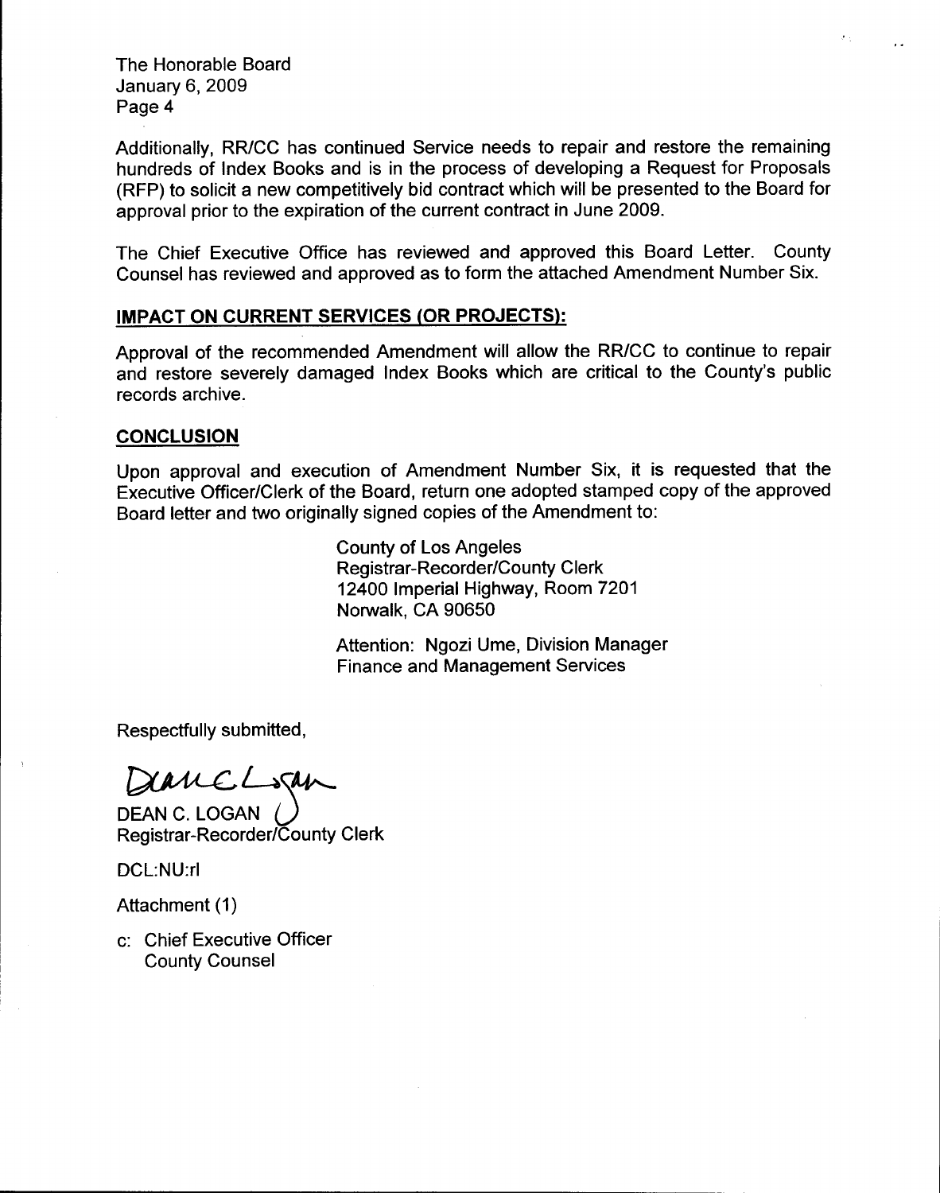Additionally, RR/CC has continued Service needs to repair and restore the remaining hundreds of Index Books and is in the process of developing a Request for Proposals (RFP) to solicit a new competitively bid contract which will be presented to the Board for approval prior to the expiration of the current contract in June 2009.

The Chief Executive Office has reviewed and approved this Board Letter. County Counsel has reviewed and approved as to form the attached Amendment Number Six.

## IMPACT ON CURRENT SERVICES (OR PROJECTS):

Approval of the recommended Amendment will allow the RR/CC to continue to repair and restore severely damaged Index Books which are critical to the County's public records archive.

## CONCLUSION

Upon approval and execution of Amendment Number Six, it is requested that the Executive Officer/Clerk of the Board, return one adopted stamped copy of the approved Board letter and two originally signed copies of the Amendment to:

County of Los Angeles
Registrar-Recorder/County Clerk
12400 Imperial Highway, Room 7201
Norwalk, CA 90650

Attention: Ngozi Ume, Division Manager
Finance and Management Services

Respectfully submitted,

DEAN C. LOGAN
Registrar-Recorder/County Clerk

DCL:NU:rl

Attachment (1)

c: Chief Executive Officer
County Counsel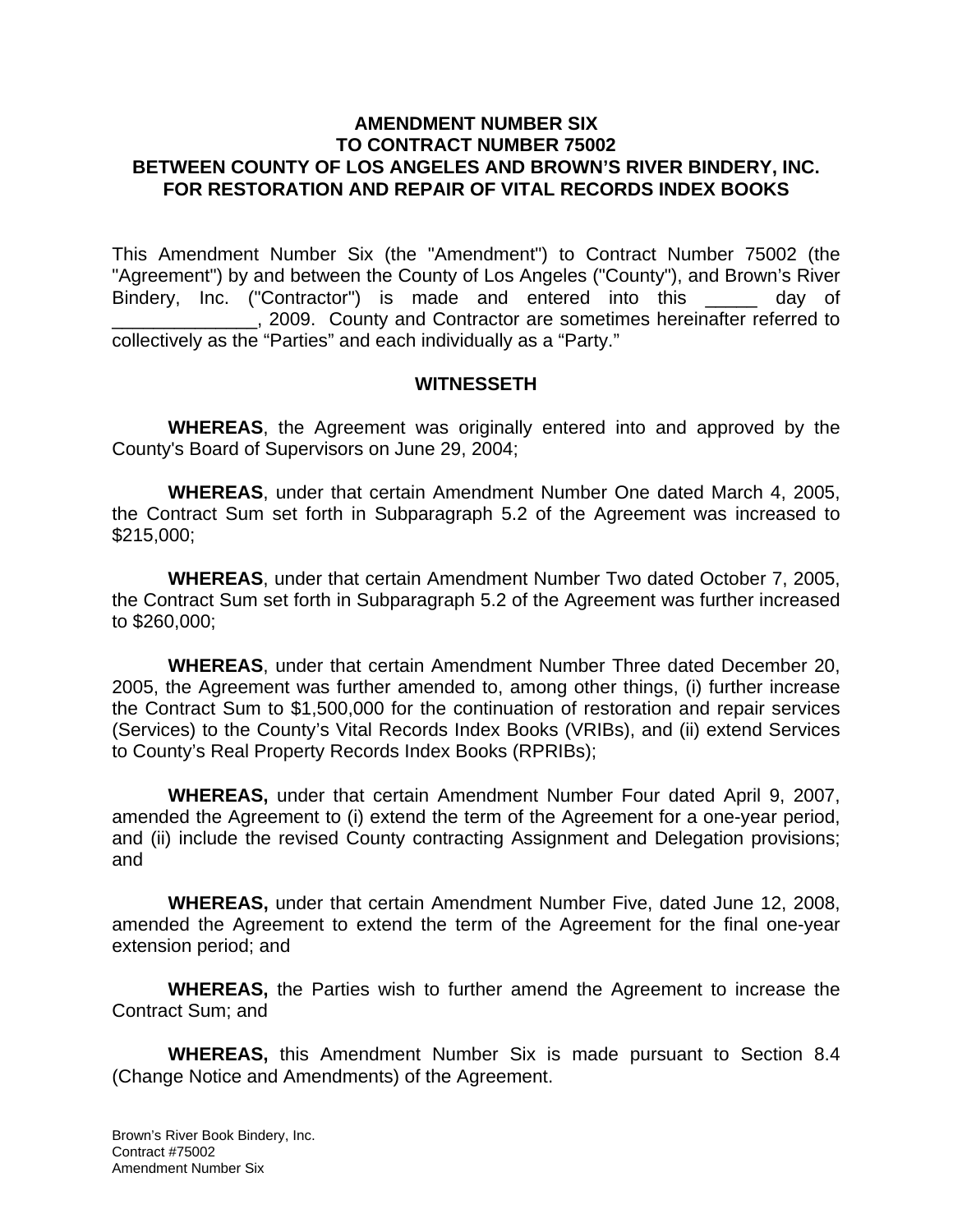**AMENDMENT NUMBER SIX**
**TO CONTRACT NUMBER 75002**
**BETWEEN COUNTY OF LOS ANGELES AND BROWN'S RIVER BINDERY, INC.**
**FOR RESTORATION AND REPAIR OF VITAL RECORDS INDEX BOOKS**

This Amendment Number Six (the "Amendment") to Contract Number 75002 (the "Agreement") by and between the County of Los Angeles ("County"), and Brown's River Bindery, Inc. ("Contractor") is made and entered into this _____ day of ______________, 2009. County and Contractor are sometimes hereinafter referred to collectively as the "Parties" and each individually as a "Party."

**WITNESSETH**

**WHEREAS**, the Agreement was originally entered into and approved by the County's Board of Supervisors on June 29, 2004;

**WHEREAS**, under that certain Amendment Number One dated March 4, 2005, the Contract Sum set forth in Subparagraph 5.2 of the Agreement was increased to $215,000;

**WHEREAS**, under that certain Amendment Number Two dated October 7, 2005, the Contract Sum set forth in Subparagraph 5.2 of the Agreement was further increased to $260,000;

**WHEREAS**, under that certain Amendment Number Three dated December 20, 2005, the Agreement was further amended to, among other things, (i) further increase the Contract Sum to $1,500,000 for the continuation of restoration and repair services (Services) to the County's Vital Records Index Books (VRIBs), and (ii) extend Services to County's Real Property Records Index Books (RPRIBs);

**WHEREAS,** under that certain Amendment Number Four dated April 9, 2007, amended the Agreement to (i) extend the term of the Agreement for a one-year period, and (ii) include the revised County contracting Assignment and Delegation provisions; and

**WHEREAS,** under that certain Amendment Number Five, dated June 12, 2008, amended the Agreement to extend the term of the Agreement for the final one-year extension period; and

**WHEREAS,** the Parties wish to further amend the Agreement to increase the Contract Sum; and

**WHEREAS,** this Amendment Number Six is made pursuant to Section 8.4 (Change Notice and Amendments) of the Agreement.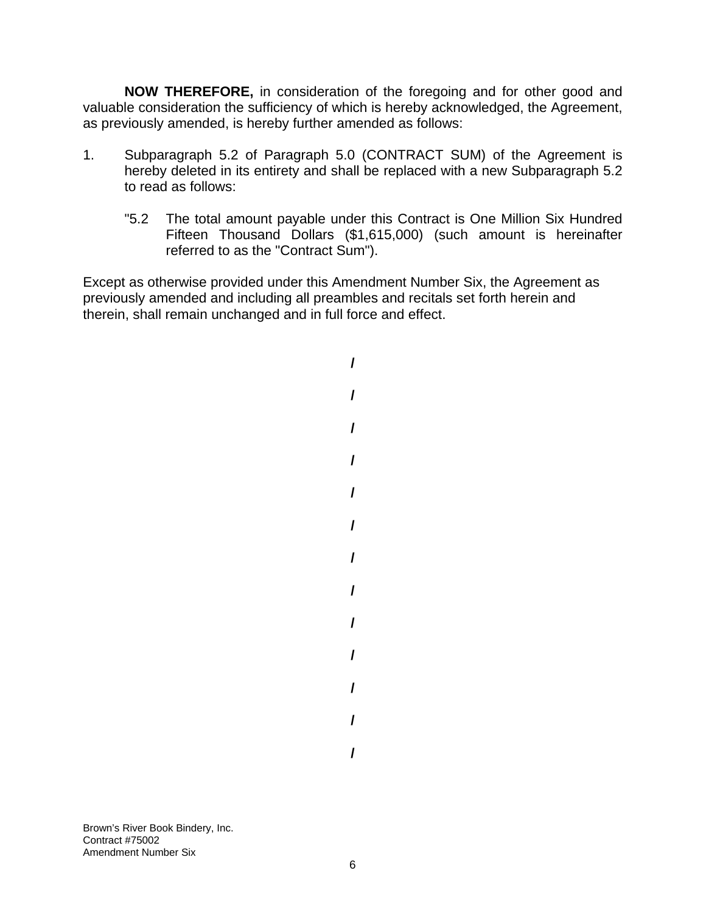**NOW THEREFORE,** in consideration of the foregoing and for other good and valuable consideration the sufficiency of which is hereby acknowledged, the Agreement, as previously amended, is hereby further amended as follows:

1. Subparagraph 5.2 of Paragraph 5.0 (CONTRACT SUM) of the Agreement is hereby deleted in its entirety and shall be replaced with a new Subparagraph 5.2 to read as follows:

   "5.2 The total amount payable under this Contract is One Million Six Hundred Fifteen Thousand Dollars ($1,615,000) (such amount is hereinafter referred to as the "Contract Sum").

Except as otherwise provided under this Amendment Number Six, the Agreement as previously amended and including all preambles and recitals set forth herein and therein, shall remain unchanged and in full force and effect.

/

/

/

/

/

/

/

/

/

/

/

/

/

Brown's River Book Bindery, Inc.
Contract #75002
Amendment Number Six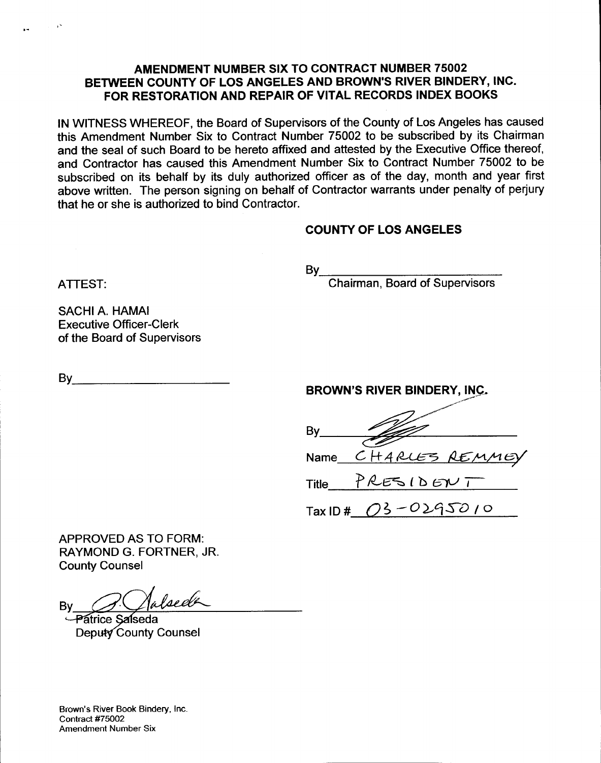**AMENDMENT NUMBER SIX TO CONTRACT NUMBER 75002**
**BETWEEN COUNTY OF LOS ANGELES AND BROWN'S RIVER BINDERY, INC.**
**FOR RESTORATION AND REPAIR OF VITAL RECORDS INDEX BOOKS**

IN WITNESS WHEREOF, the Board of Supervisors of the County of Los Angeles has caused this Amendment Number Six to Contract Number 75002 to be subscribed by its Chairman and the seal of such Board to be hereto affixed and attested by the Executive Office thereof, and Contractor has caused this Amendment Number Six to Contract Number 75002 to be subscribed on its behalf by its duly authorized officer as of the day, month and year first above written. The person signing on behalf of Contractor warrants under penalty of perjury that he or she is authorized to bind Contractor.

**COUNTY OF LOS ANGELES**

By\_\_\_\_\_\_\_\_\_\_\_\_\_\_\_\_\_\_\_\_\_\_\_\_
Chairman, Board of Supervisors

ATTEST:

SACHI A. HAMAI
Executive Officer-Clerk
of the Board of Supervisors

By\_\_\_\_\_\_\_\_\_\_\_\_\_\_\_\_\_\_\_\_\_\_\_\_

**BROWN'S RIVER BINDERY, INC.**

By [signature]

Name CHARLES REMMEY

Title PRESIDENT

Tax ID # 03-0295010

APPROVED AS TO FORM:
RAYMOND G. FORTNER, JR.
County Counsel

By [signature]
Patrice Salseda
Deputy County Counsel

Brown's River Book Bindery, Inc.
Contract #75002
Amendment Number Six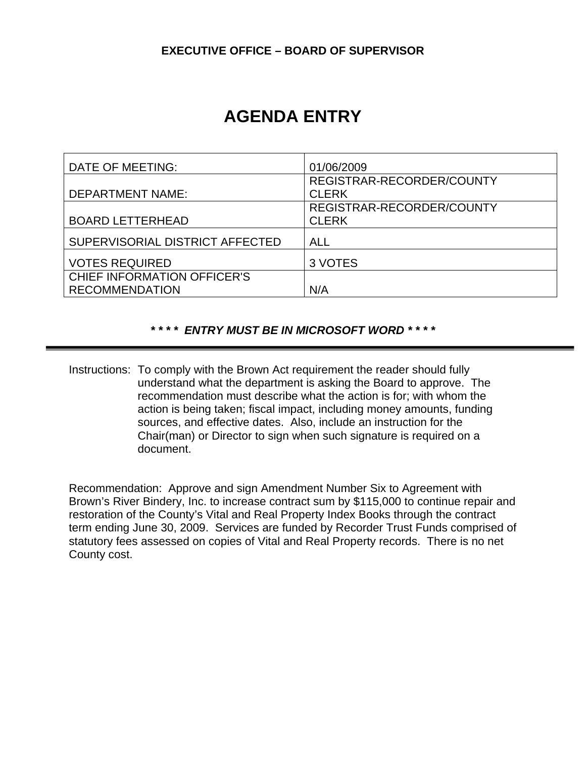**EXECUTIVE OFFICE – BOARD OF SUPERVISOR**

# AGENDA ENTRY

| | |
|---|---|
| DATE OF MEETING: | 01/06/2009 |
| DEPARTMENT NAME: | REGISTRAR-RECORDER/COUNTY CLERK |
| BOARD LETTERHEAD | REGISTRAR-RECORDER/COUNTY CLERK |
| SUPERVISORIAL DISTRICT AFFECTED | ALL |
| VOTES REQUIRED | 3 VOTES |
| CHIEF INFORMATION OFFICER'S RECOMMENDATION | N/A |

***\* \* \* \* ENTRY MUST BE IN MICROSOFT WORD \* \* \* \****

---

Instructions: To comply with the Brown Act requirement the reader should fully understand what the department is asking the Board to approve. The recommendation must describe what the action is for; with whom the action is being taken; fiscal impact, including money amounts, funding sources, and effective dates. Also, include an instruction for the Chair(man) or Director to sign when such signature is required on a document.

Recommendation: Approve and sign Amendment Number Six to Agreement with Brown's River Bindery, Inc. to increase contract sum by $115,000 to continue repair and restoration of the County's Vital and Real Property Index Books through the contract term ending June 30, 2009. Services are funded by Recorder Trust Funds comprised of statutory fees assessed on copies of Vital and Real Property records. There is no net County cost.